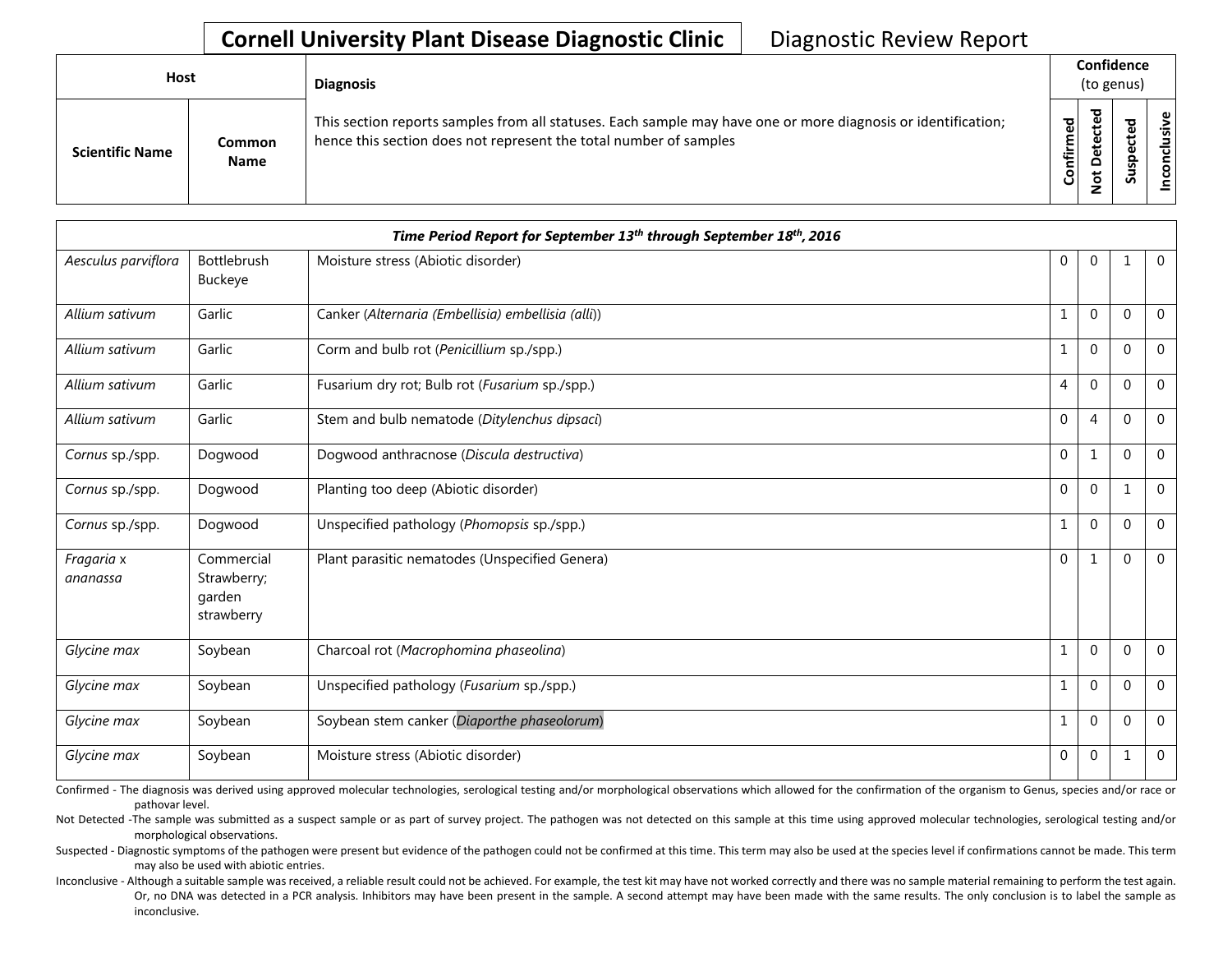# Cornell University Plant Disease Diagnostic Clinic

Diagnostic Review Report

| Host | | Diagnosis | Confidence (to genus) | | | |
|---|---|---|---|---|---|---|
| Scientific Name | Common Name | This section reports samples from all statuses. Each sample may have one or more diagnosis or identification; hence this section does not represent the total number of samples | Confirmed | Not Detected | Suspected | Inconclusive |

| *Time Period Report for September 13th through September 18th, 2016* | | | | | | |
|---|---|---|---|---|---|---|
| *Aesculus parviflora* | Bottlebrush Buckeye | Moisture stress (Abiotic disorder) | 0 | 0 | 1 | 0 |
| *Allium sativum* | Garlic | Canker (*Alternaria (Embellisia) embellisia (alli)*) | 1 | 0 | 0 | 0 |
| *Allium sativum* | Garlic | Corm and bulb rot (*Penicillium* sp./spp.) | 1 | 0 | 0 | 0 |
| *Allium sativum* | Garlic | Fusarium dry rot; Bulb rot (*Fusarium* sp./spp.) | 4 | 0 | 0 | 0 |
| *Allium sativum* | Garlic | Stem and bulb nematode (*Ditylenchus dipsaci*) | 0 | 4 | 0 | 0 |
| *Cornus* sp./spp. | Dogwood | Dogwood anthracnose (*Discula destructiva*) | 0 | 1 | 0 | 0 |
| *Cornus* sp./spp. | Dogwood | Planting too deep (Abiotic disorder) | 0 | 0 | 1 | 0 |
| *Cornus* sp./spp. | Dogwood | Unspecified pathology (*Phomopsis* sp./spp.) | 1 | 0 | 0 | 0 |
| *Fragaria* x *ananassa* | Commercial Strawberry; garden strawberry | Plant parasitic nematodes (Unspecified Genera) | 0 | 1 | 0 | 0 |
| *Glycine max* | Soybean | Charcoal rot (*Macrophomina phaseolina*) | 1 | 0 | 0 | 0 |
| *Glycine max* | Soybean | Unspecified pathology (*Fusarium* sp./spp.) | 1 | 0 | 0 | 0 |
| *Glycine max* | Soybean | Soybean stem canker (*Diaporthe phaseolorum*) | 1 | 0 | 0 | 0 |
| *Glycine max* | Soybean | Moisture stress (Abiotic disorder) | 0 | 0 | 1 | 0 |

Confirmed - The diagnosis was derived using approved molecular technologies, serological testing and/or morphological observations which allowed for the confirmation of the organism to Genus, species and/or race or pathovar level.

Not Detected -The sample was submitted as a suspect sample or as part of survey project. The pathogen was not detected on this sample at this time using approved molecular technologies, serological testing and/or morphological observations.

Suspected - Diagnostic symptoms of the pathogen were present but evidence of the pathogen could not be confirmed at this time. This term may also be used at the species level if confirmations cannot be made. This term may also be used with abiotic entries.

Inconclusive - Although a suitable sample was received, a reliable result could not be achieved. For example, the test kit may have not worked correctly and there was no sample material remaining to perform the test again. Or, no DNA was detected in a PCR analysis. Inhibitors may have been present in the sample. A second attempt may have been made with the same results. The only conclusion is to label the sample as inconclusive.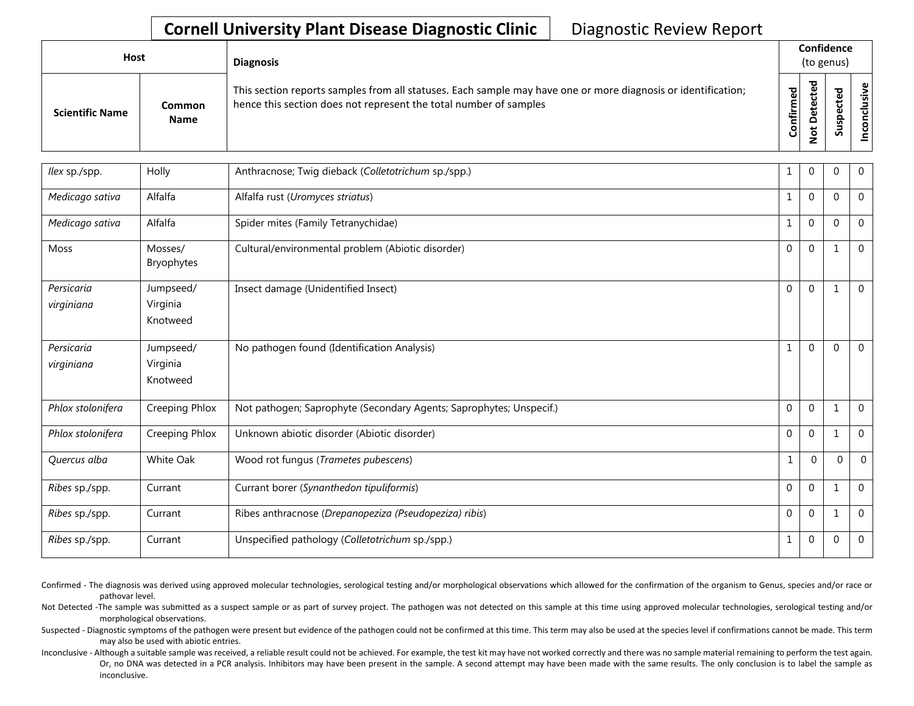**Cornell University Plant Disease Diagnostic Clinic** Diagnostic Review Report

| Host | | Diagnosis | Confidence (to genus) | | | |
|---|---|---|---|---|---|---|
| Scientific Name | Common Name | This section reports samples from all statuses. Each sample may have one or more diagnosis or identification; hence this section does not represent the total number of samples | Confirmed | Not Detected | Suspected | Inconclusive |
| *Ilex* sp./spp. | Holly | Anthracnose; Twig dieback (*Colletotrichum* sp./spp.) | 1 | 0 | 0 | 0 |
| *Medicago sativa* | Alfalfa | Alfalfa rust (*Uromyces striatus*) | 1 | 0 | 0 | 0 |
| *Medicago sativa* | Alfalfa | Spider mites (Family Tetranychidae) | 1 | 0 | 0 | 0 |
| Moss | Mosses/ Bryophytes | Cultural/environmental problem (Abiotic disorder) | 0 | 0 | 1 | 0 |
| *Persicaria virginiana* | Jumpseed/ Virginia Knotweed | Insect damage (Unidentified Insect) | 0 | 0 | 1 | 0 |
| *Persicaria virginiana* | Jumpseed/ Virginia Knotweed | No pathogen found (Identification Analysis) | 1 | 0 | 0 | 0 |
| *Phlox stolonifera* | Creeping Phlox | Not pathogen; Saprophyte (Secondary Agents; Saprophytes; Unspecif.) | 0 | 0 | 1 | 0 |
| *Phlox stolonifera* | Creeping Phlox | Unknown abiotic disorder (Abiotic disorder) | 0 | 0 | 1 | 0 |
| *Quercus alba* | White Oak | Wood rot fungus (*Trametes pubescens*) | 1 | 0 | 0 | 0 |
| *Ribes* sp./spp. | Currant | Currant borer (*Synanthedon tipuliformis*) | 0 | 0 | 1 | 0 |
| *Ribes* sp./spp. | Currant | Ribes anthracnose (*Drepanopeziza (Pseudopeziza) ribis*) | 0 | 0 | 1 | 0 |
| *Ribes* sp./spp. | Currant | Unspecified pathology (*Colletotrichum* sp./spp.) | 1 | 0 | 0 | 0 |

Confirmed - The diagnosis was derived using approved molecular technologies, serological testing and/or morphological observations which allowed for the confirmation of the organism to Genus, species and/or race or pathovar level.

Not Detected -The sample was submitted as a suspect sample or as part of survey project. The pathogen was not detected on this sample at this time using approved molecular technologies, serological testing and/or morphological observations.

Suspected - Diagnostic symptoms of the pathogen were present but evidence of the pathogen could not be confirmed at this time. This term may also be used at the species level if confirmations cannot be made. This term may also be used with abiotic entries.

Inconclusive - Although a suitable sample was received, a reliable result could not be achieved. For example, the test kit may have not worked correctly and there was no sample material remaining to perform the test again. Or, no DNA was detected in a PCR analysis. Inhibitors may have been present in the sample. A second attempt may have been made with the same results. The only conclusion is to label the sample as inconclusive.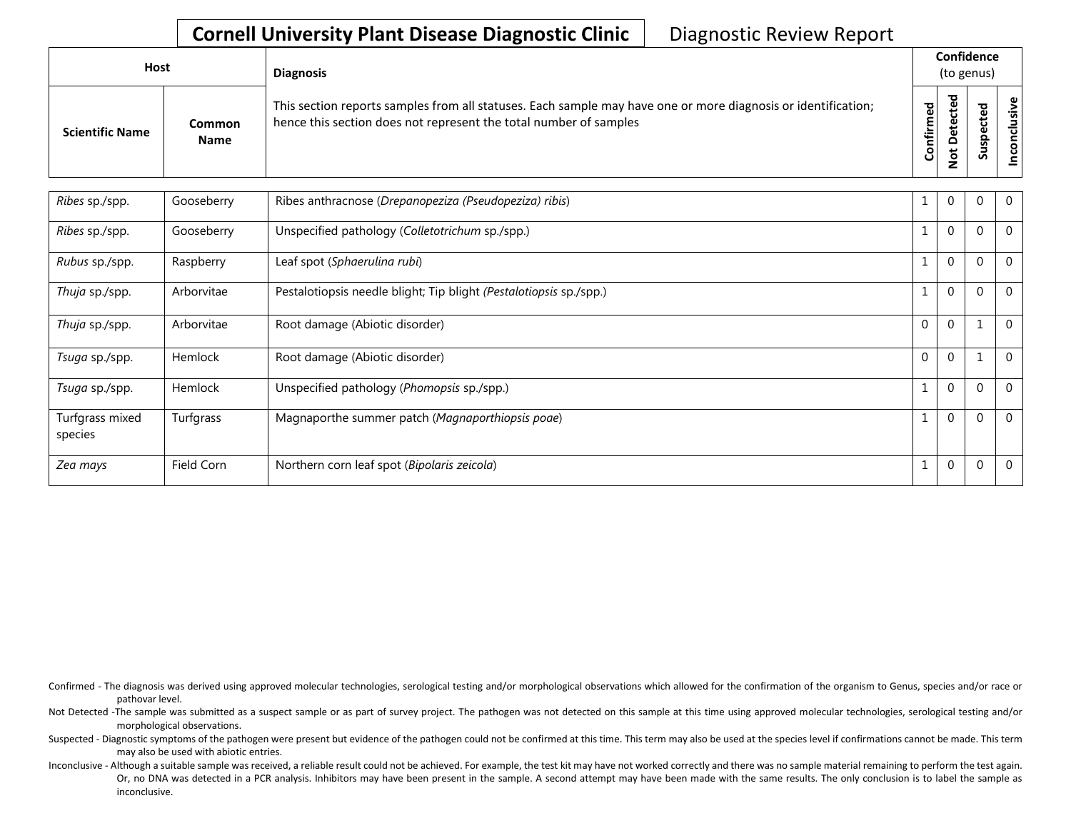**Cornell University Plant Disease Diagnostic Clinic** Diagnostic Review Report

| Host | | Diagnosis | Confidence (to genus) | | | |
|---|---|---|---|---|---|---|
| Scientific Name | Common Name | This section reports samples from all statuses. Each sample may have one or more diagnosis or identification; hence this section does not represent the total number of samples | Confirmed | Not Detected | Suspected | Inconclusive |
| *Ribes* sp./spp. | Gooseberry | Ribes anthracnose (*Drepanopeziza (Pseudopeziza) ribis*) | 1 | 0 | 0 | 0 |
| *Ribes* sp./spp. | Gooseberry | Unspecified pathology (*Colletotrichum* sp./spp.) | 1 | 0 | 0 | 0 |
| *Rubus* sp./spp. | Raspberry | Leaf spot (*Sphaerulina rubi*) | 1 | 0 | 0 | 0 |
| *Thuja* sp./spp. | Arborvitae | Pestalotiopsis needle blight; Tip blight *(Pestalotiopsis* sp./spp.) | 1 | 0 | 0 | 0 |
| *Thuja* sp./spp. | Arborvitae | Root damage (Abiotic disorder) | 0 | 0 | 1 | 0 |
| *Tsuga* sp./spp. | Hemlock | Root damage (Abiotic disorder) | 0 | 0 | 1 | 0 |
| *Tsuga* sp./spp. | Hemlock | Unspecified pathology (*Phomopsis* sp./spp.) | 1 | 0 | 0 | 0 |
| Turfgrass mixed species | Turfgrass | Magnaporthe summer patch (*Magnaporthiopsis poae*) | 1 | 0 | 0 | 0 |
| *Zea mays* | Field Corn | Northern corn leaf spot (*Bipolaris zeicola*) | 1 | 0 | 0 | 0 |

Confirmed - The diagnosis was derived using approved molecular technologies, serological testing and/or morphological observations which allowed for the confirmation of the organism to Genus, species and/or race or pathovar level.

Not Detected -The sample was submitted as a suspect sample or as part of survey project. The pathogen was not detected on this sample at this time using approved molecular technologies, serological testing and/or morphological observations.

Suspected - Diagnostic symptoms of the pathogen were present but evidence of the pathogen could not be confirmed at this time. This term may also be used at the species level if confirmations cannot be made. This term may also be used with abiotic entries.

Inconclusive - Although a suitable sample was received, a reliable result could not be achieved. For example, the test kit may have not worked correctly and there was no sample material remaining to perform the test again. Or, no DNA was detected in a PCR analysis. Inhibitors may have been present in the sample. A second attempt may have been made with the same results. The only conclusion is to label the sample as inconclusive.